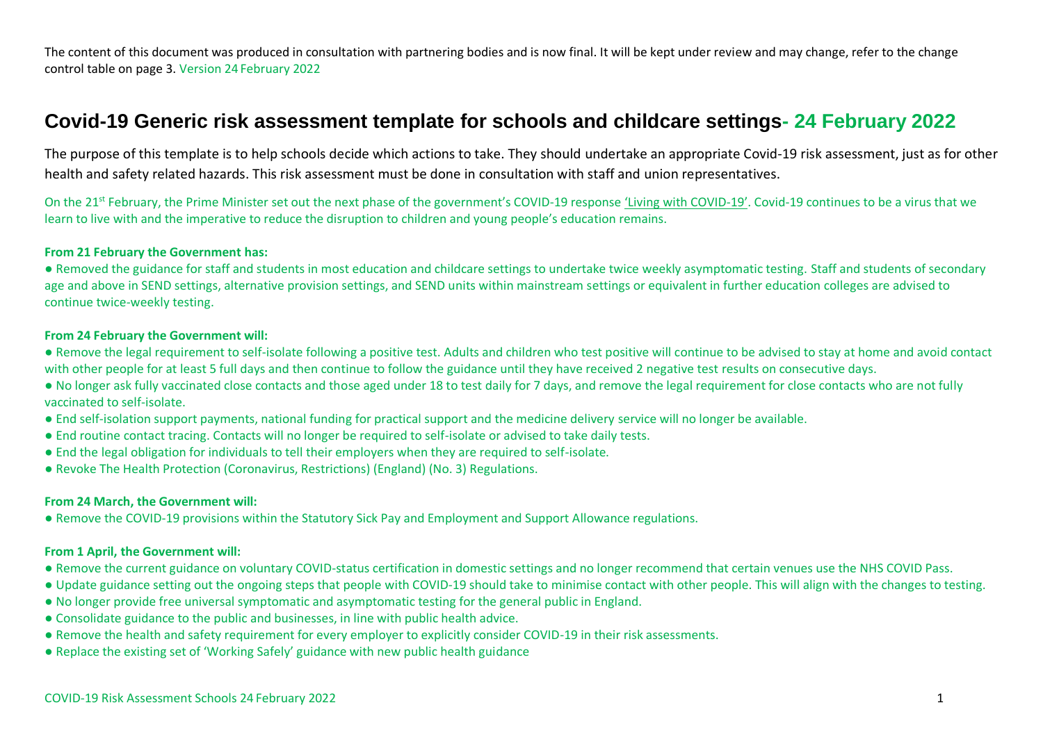The content of this document was produced in consultation with partnering bodies and is now final. It will be kept under review and may change, refer to the change control table on page 3. Version 24 February 2022

# Covid-19 Generic risk assessment template for schools and childcare settings- 24 February 2022

The purpose of this template is to help schools decide which actions to take. They should undertake an appropriate Covid-19 risk assessment, just as for other health and safety related hazards. This risk assessment must be done in consultation with staff and union representatives.

On the 21st February, the Prime Minister set out the next phase of the government's COVID-19 response 'Living with COVID-19'. Covid-19 continues to be a virus that we learn to live with and the imperative to reduce the disruption to children and young people's education remains.

**From 21 February the Government has:**

- Removed the guidance for staff and students in most education and childcare settings to undertake twice weekly asymptomatic testing. Staff and students of secondary age and above in SEND settings, alternative provision settings, and SEND units within mainstream settings or equivalent in further education colleges are advised to continue twice-weekly testing.

**From 24 February the Government will:**

- Remove the legal requirement to self-isolate following a positive test. Adults and children who test positive will continue to be advised to stay at home and avoid contact with other people for at least 5 full days and then continue to follow the guidance until they have received 2 negative test results on consecutive days.
- No longer ask fully vaccinated close contacts and those aged under 18 to test daily for 7 days, and remove the legal requirement for close contacts who are not fully vaccinated to self-isolate.
- End self-isolation support payments, national funding for practical support and the medicine delivery service will no longer be available.
- End routine contact tracing. Contacts will no longer be required to self-isolate or advised to take daily tests.
- End the legal obligation for individuals to tell their employers when they are required to self-isolate.
- Revoke The Health Protection (Coronavirus, Restrictions) (England) (No. 3) Regulations.

**From 24 March, the Government will:**

- Remove the COVID-19 provisions within the Statutory Sick Pay and Employment and Support Allowance regulations.

**From 1 April, the Government will:**

- Remove the current guidance on voluntary COVID-status certification in domestic settings and no longer recommend that certain venues use the NHS COVID Pass.
- Update guidance setting out the ongoing steps that people with COVID-19 should take to minimise contact with other people. This will align with the changes to testing.
- No longer provide free universal symptomatic and asymptomatic testing for the general public in England.
- Consolidate guidance to the public and businesses, in line with public health advice.
- Remove the health and safety requirement for every employer to explicitly consider COVID-19 in their risk assessments.
- Replace the existing set of 'Working Safely' guidance with new public health guidance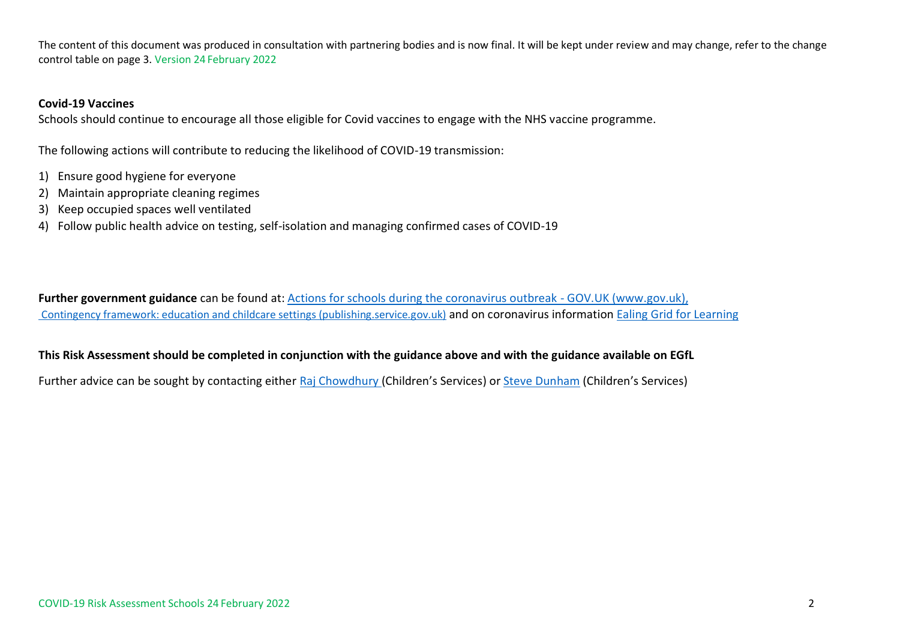The content of this document was produced in consultation with partnering bodies and is now final. It will be kept under review and may change, refer to the change control table on page 3. Version 24 February 2022

**Covid-19 Vaccines**

Schools should continue to encourage all those eligible for Covid vaccines to engage with the NHS vaccine programme.

The following actions will contribute to reducing the likelihood of COVID-19 transmission:

1) Ensure good hygiene for everyone
2) Maintain appropriate cleaning regimes
3) Keep occupied spaces well ventilated
4) Follow public health advice on testing, self-isolation and managing confirmed cases of COVID-19

**Further government guidance** can be found at: Actions for schools during the coronavirus outbreak - GOV.UK (www.gov.uk), Contingency framework: education and childcare settings (publishing.service.gov.uk) and on coronavirus information Ealing Grid for Learning

**This Risk Assessment should be completed in conjunction with the guidance above and with the guidance available on EGfL**

Further advice can be sought by contacting either Raj Chowdhury (Children's Services) or Steve Dunham (Children's Services)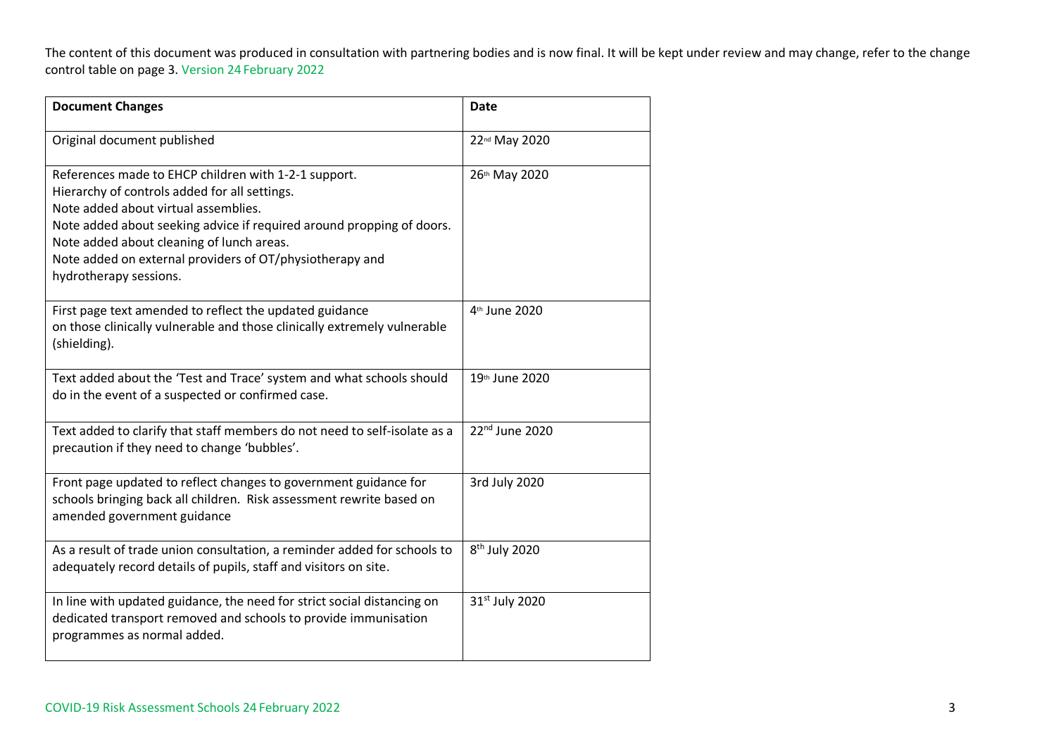The content of this document was produced in consultation with partnering bodies and is now final. It will be kept under review and may change, refer to the change control table on page 3. Version 24 February 2022

| Document Changes | Date |
|---|---|
| Original document published | 22nd May 2020 |
| References made to EHCP children with 1-2-1 support.<br>Hierarchy of controls added for all settings.<br>Note added about virtual assemblies.<br>Note added about seeking advice if required around propping of doors.<br>Note added about cleaning of lunch areas.<br>Note added on external providers of OT/physiotherapy and hydrotherapy sessions. | 26th May 2020 |
| First page text amended to reflect the updated guidance on those clinically vulnerable and those clinically extremely vulnerable (shielding). | 4th June 2020 |
| Text added about the 'Test and Trace' system and what schools should do in the event of a suspected or confirmed case. | 19th June 2020 |
| Text added to clarify that staff members do not need to self-isolate as a precaution if they need to change 'bubbles'. | 22nd June 2020 |
| Front page updated to reflect changes to government guidance for schools bringing back all children. Risk assessment rewrite based on amended government guidance | 3rd July 2020 |
| As a result of trade union consultation, a reminder added for schools to adequately record details of pupils, staff and visitors on site. | 8th July 2020 |
| In line with updated guidance, the need for strict social distancing on dedicated transport removed and schools to provide immunisation programmes as normal added. | 31st July 2020 |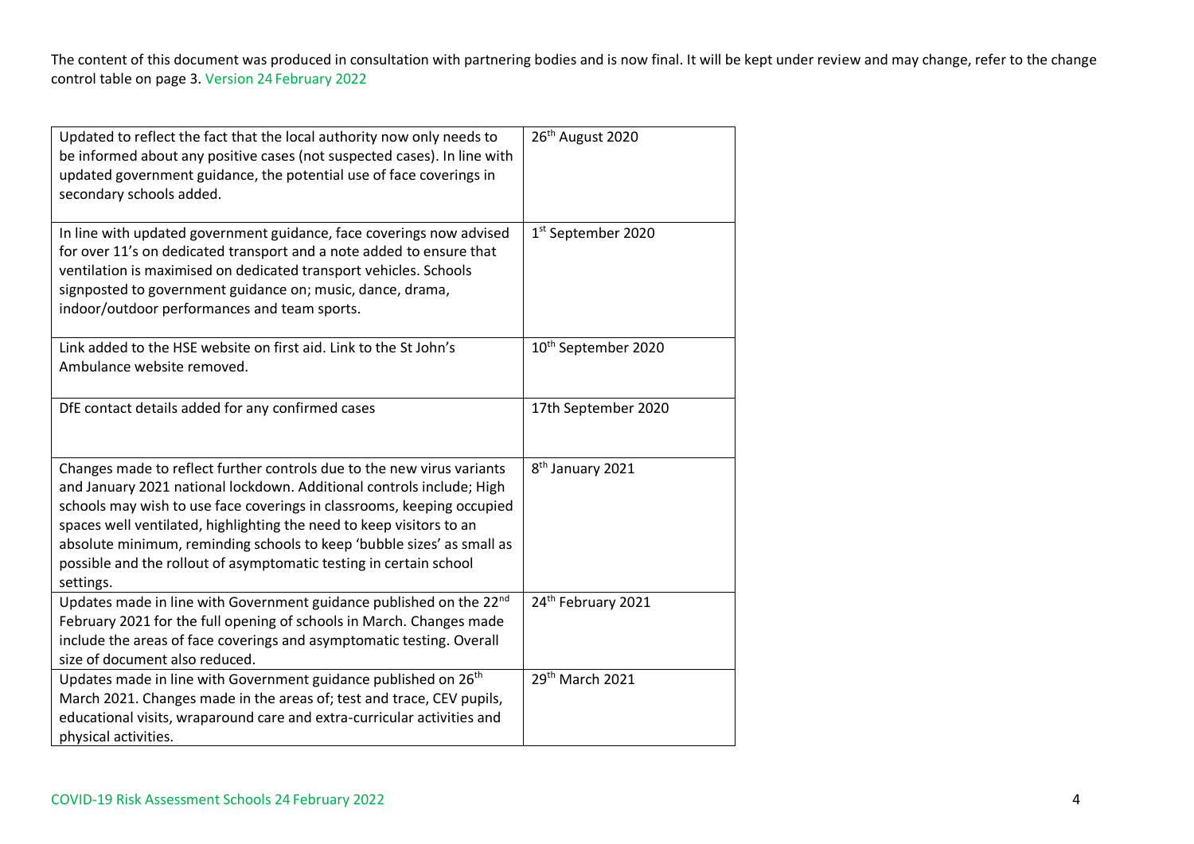| Updated to reflect the fact that the local authority now only needs to be informed about any positive cases (not suspected cases). In line with updated government guidance, the potential use of face coverings in secondary schools added. | 26th August 2020 |
| --- | --- |
| In line with updated government guidance, face coverings now advised for over 11's on dedicated transport and a note added to ensure that ventilation is maximised on dedicated transport vehicles. Schools signposted to government guidance on; music, dance, drama, indoor/outdoor performances and team sports. | 1st September 2020 |
| Link added to the HSE website on first aid. Link to the St John's Ambulance website removed. | 10th September 2020 |
| DfE contact details added for any confirmed cases | 17th September 2020 |
| Changes made to reflect further controls due to the new virus variants and January 2021 national lockdown. Additional controls include; High schools may wish to use face coverings in classrooms, keeping occupied spaces well ventilated, highlighting the need to keep visitors to an absolute minimum, reminding schools to keep 'bubble sizes' as small as possible and the rollout of asymptomatic testing in certain school settings. | 8th January 2021 |
| Updates made in line with Government guidance published on the 22nd February 2021 for the full opening of schools in March. Changes made include the areas of face coverings and asymptomatic testing. Overall size of document also reduced. | 24th February 2021 |
| Updates made in line with Government guidance published on 26th March 2021. Changes made in the areas of; test and trace, CEV pupils, educational visits, wraparound care and extra-curricular activities and physical activities. | 29th March 2021 |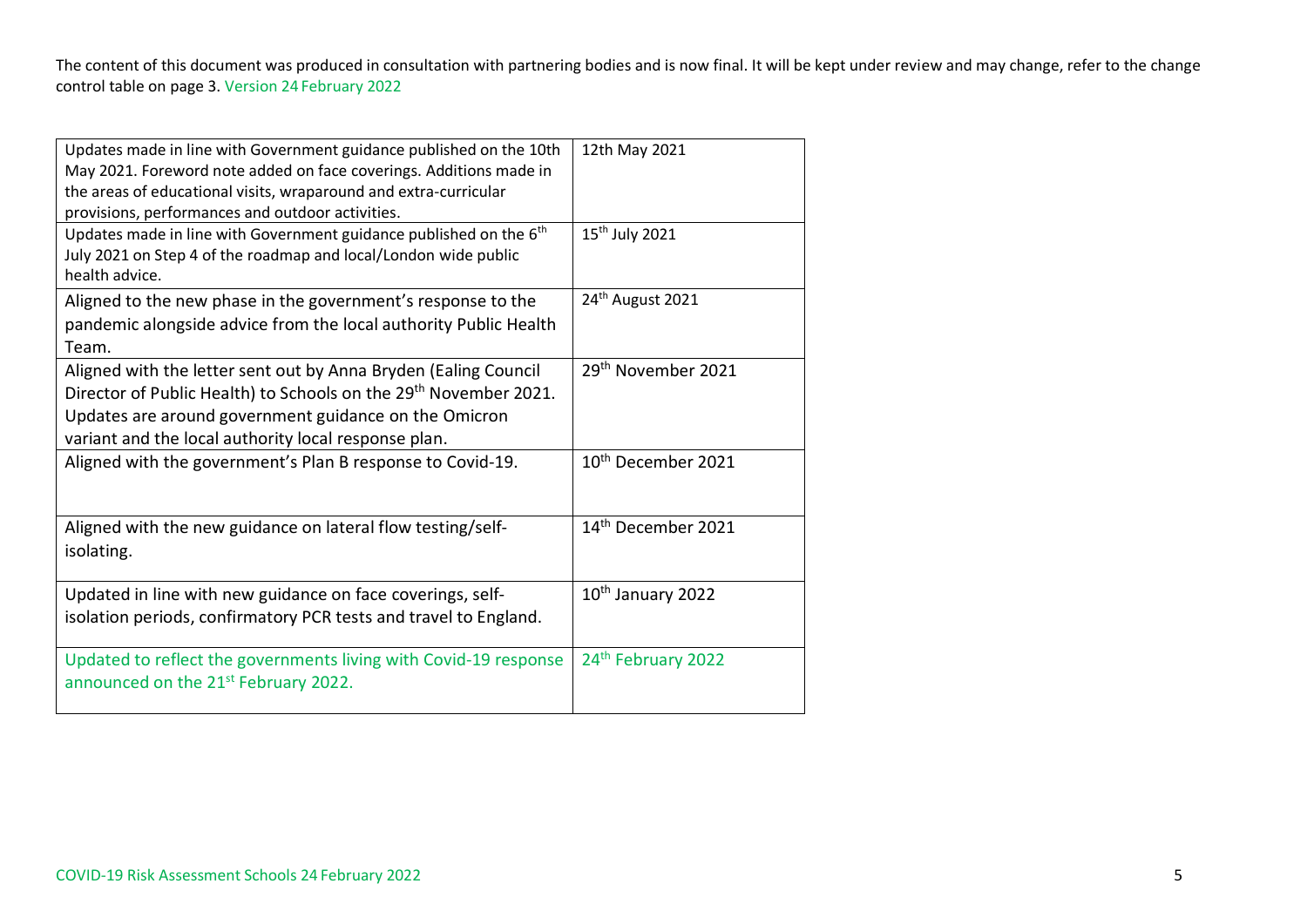The content of this document was produced in consultation with partnering bodies and is now final. It will be kept under review and may change, refer to the change control table on page 3. Version 24 February 2022

| | |
|---|---|
| Updates made in line with Government guidance published on the 10th May 2021. Foreword note added on face coverings. Additions made in the areas of educational visits, wraparound and extra-curricular provisions, performances and outdoor activities. | 12th May 2021 |
| Updates made in line with Government guidance published on the 6th July 2021 on Step 4 of the roadmap and local/London wide public health advice. | 15th July 2021 |
| Aligned to the new phase in the government's response to the pandemic alongside advice from the local authority Public Health Team. | 24th August 2021 |
| Aligned with the letter sent out by Anna Bryden (Ealing Council Director of Public Health) to Schools on the 29th November 2021. Updates are around government guidance on the Omicron variant and the local authority local response plan. | 29th November 2021 |
| Aligned with the government's Plan B response to Covid-19. | 10th December 2021 |
| Aligned with the new guidance on lateral flow testing/self-isolating. | 14th December 2021 |
| Updated in line with new guidance on face coverings, self-isolation periods, confirmatory PCR tests and travel to England. | 10th January 2022 |
| Updated to reflect the governments living with Covid-19 response announced on the 21st February 2022. | 24th February 2022 |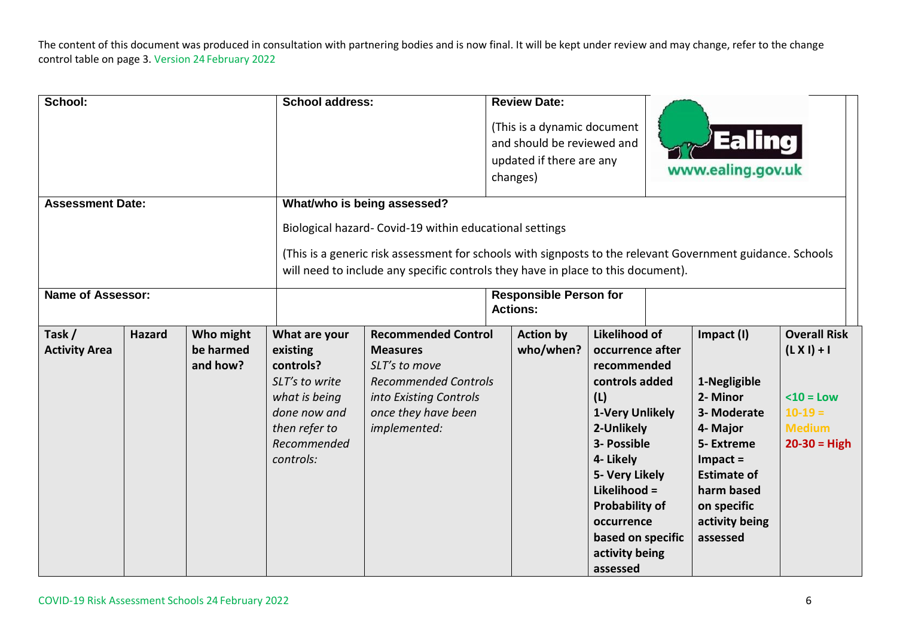The content of this document was produced in consultation with partnering bodies and is now final. It will be kept under review and may change, refer to the change control table on page 3. Version 24 February 2022

| **School:** | **School address:** | **Review Date:** (This is a dynamic document and should be reviewed and updated if there are any changes) | Ealing www.ealing.gov.uk |
|---|---|---|---|
| **Assessment Date:** | **What/who is being assessed?** Biological hazard- Covid-19 within educational settings (This is a generic risk assessment for schools with signposts to the relevant Government guidance. Schools will need to include any specific controls they have in place to this document). | | |
| **Name of Assessor:** | | **Responsible Person for Actions:** | |

| **Task / Activity Area** | **Hazard** | **Who might be harmed and how?** | **What are your existing controls?** *SLT's to write what is being done now and then refer to Recommended controls:* | **Recommended Control Measures** *SLT's to move Recommended Controls into Existing Controls once they have been implemented:* | **Action by who/when?** | **Likelihood of occurrence after recommended controls added (L)** 1-Very Unlikely 2-Unlikely 3- Possible 4- Likely 5- Very Likely Likelihood = Probability of occurrence based on specific activity being assessed | **Impact (I)** 1-Negligible 2- Minor 3- Moderate 4- Major 5- Extreme Impact = Estimate of harm based on specific activity being assessed | **Overall Risk (L X I) + I** <10 = Low 10-19 = Medium 20-30 = High |
|---|---|---|---|---|---|---|---|---|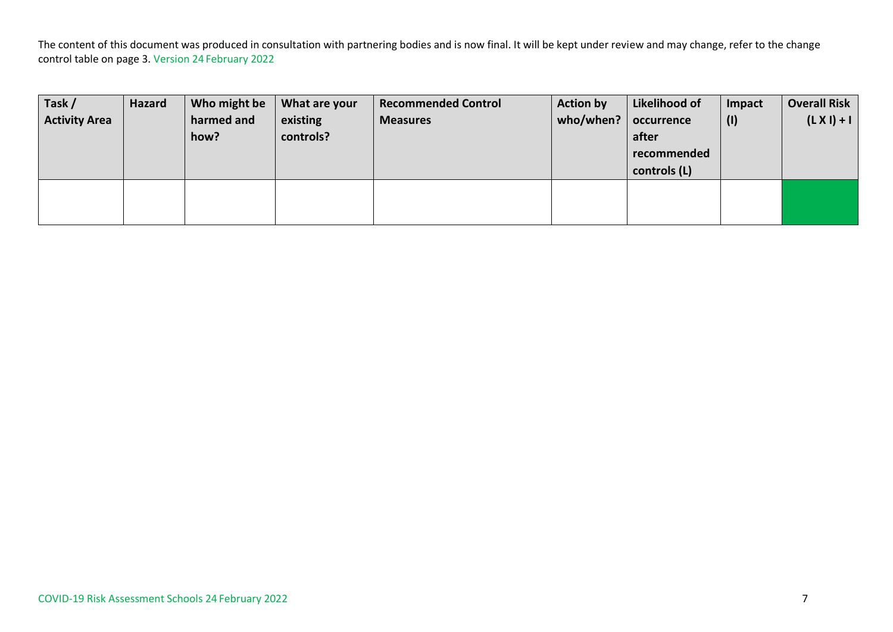The content of this document was produced in consultation with partnering bodies and is now final. It will be kept under review and may change, refer to the change control table on page 3. Version 24 February 2022

| Task / Activity Area | Hazard | Who might be harmed and how? | What are your existing controls? | Recommended Control Measures | Action by who/when? | Likelihood of occurrence after recommended controls (L) | Impact (I) | Overall Risk (L X I) + I |
|---|---|---|---|---|---|---|---|---|
| | | | | | | | | |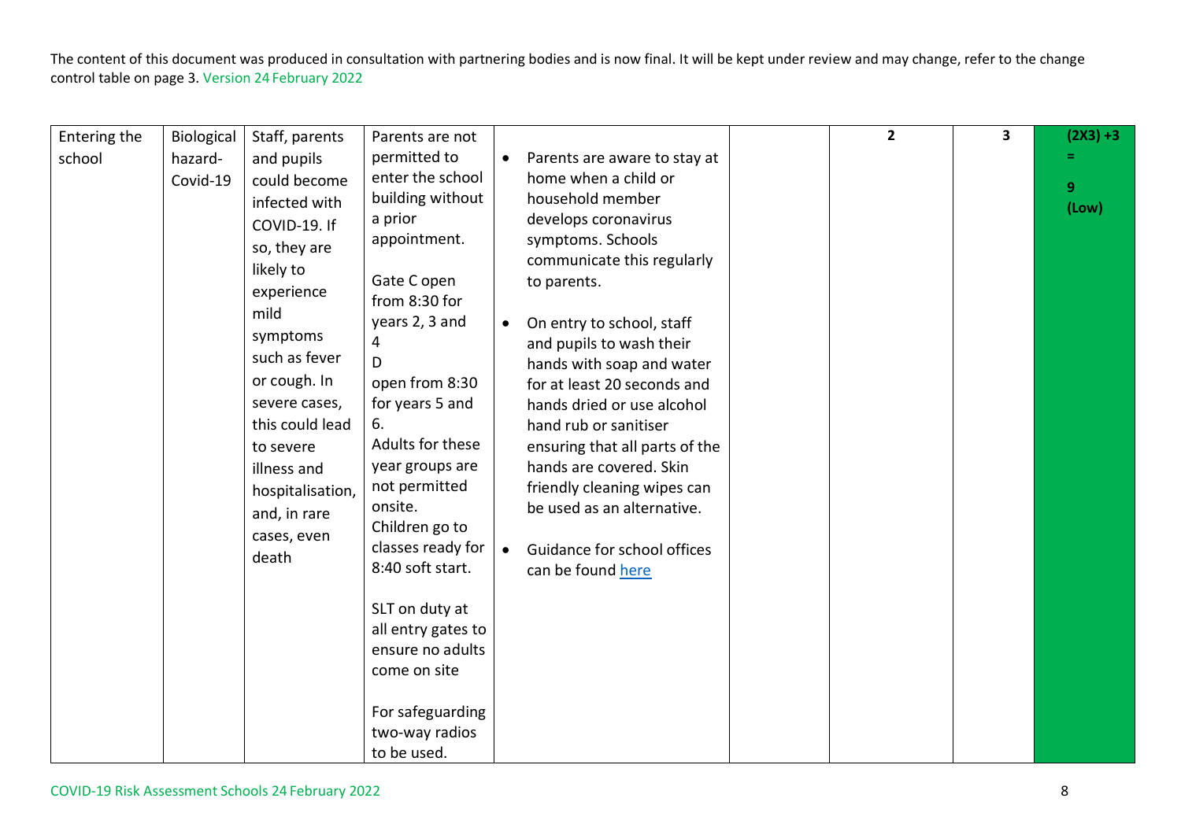The content of this document was produced in consultation with partnering bodies and is now final. It will be kept under review and may change, refer to the change control table on page 3. Version 24 February 2022

| | | | | | | | | |
|---|---|---|---|---|---|---|---|---|
| Entering the school | Biological hazard-Covid-19 | Staff, parents and pupils could become infected with COVID-19. If so, they are likely to experience mild symptoms such as fever or cough. In severe cases, this could lead to severe illness and hospitalisation, and, in rare cases, even death | Parents are not permitted to enter the school building without a prior appointment.<br><br>Gate C open from 8:30 for years 2, 3 and 4<br>D open from 8:30 for years 5 and 6.<br>Adults for these year groups are not permitted onsite.<br>Children go to classes ready for 8:40 soft start.<br><br>SLT on duty at all entry gates to ensure no adults come on site<br><br>For safeguarding two-way radios to be used. | • Parents are aware to stay at home when a child or household member develops coronavirus symptoms. Schools communicate this regularly to parents.<br><br>• On entry to school, staff and pupils to wash their hands with soap and water for at least 20 seconds and hands dried or use alcohol hand rub or sanitiser ensuring that all parts of the hands are covered. Skin friendly cleaning wipes can be used as an alternative.<br><br>• Guidance for school offices can be found here | | 2 | 3 | (2X3) +3 = 9 (Low) |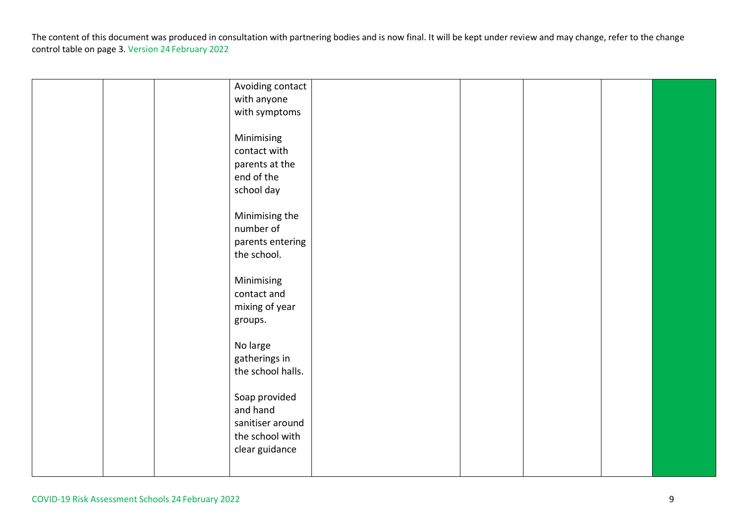The content of this document was produced in consultation with partnering bodies and is now final. It will be kept under review and may change, refer to the change control table on page 3. Version 24 February 2022

| | | | | | | | | |
|---|---|---|---|---|---|---|---|---|
| | | | Avoiding contact with anyone with symptoms<br><br>Minimising contact with parents at the end of the school day<br><br>Minimising the number of parents entering the school.<br><br>Minimising contact and mixing of year groups.<br><br>No large gatherings in the school halls.<br><br>Soap provided and hand sanitiser around the school with clear guidance | | | | | |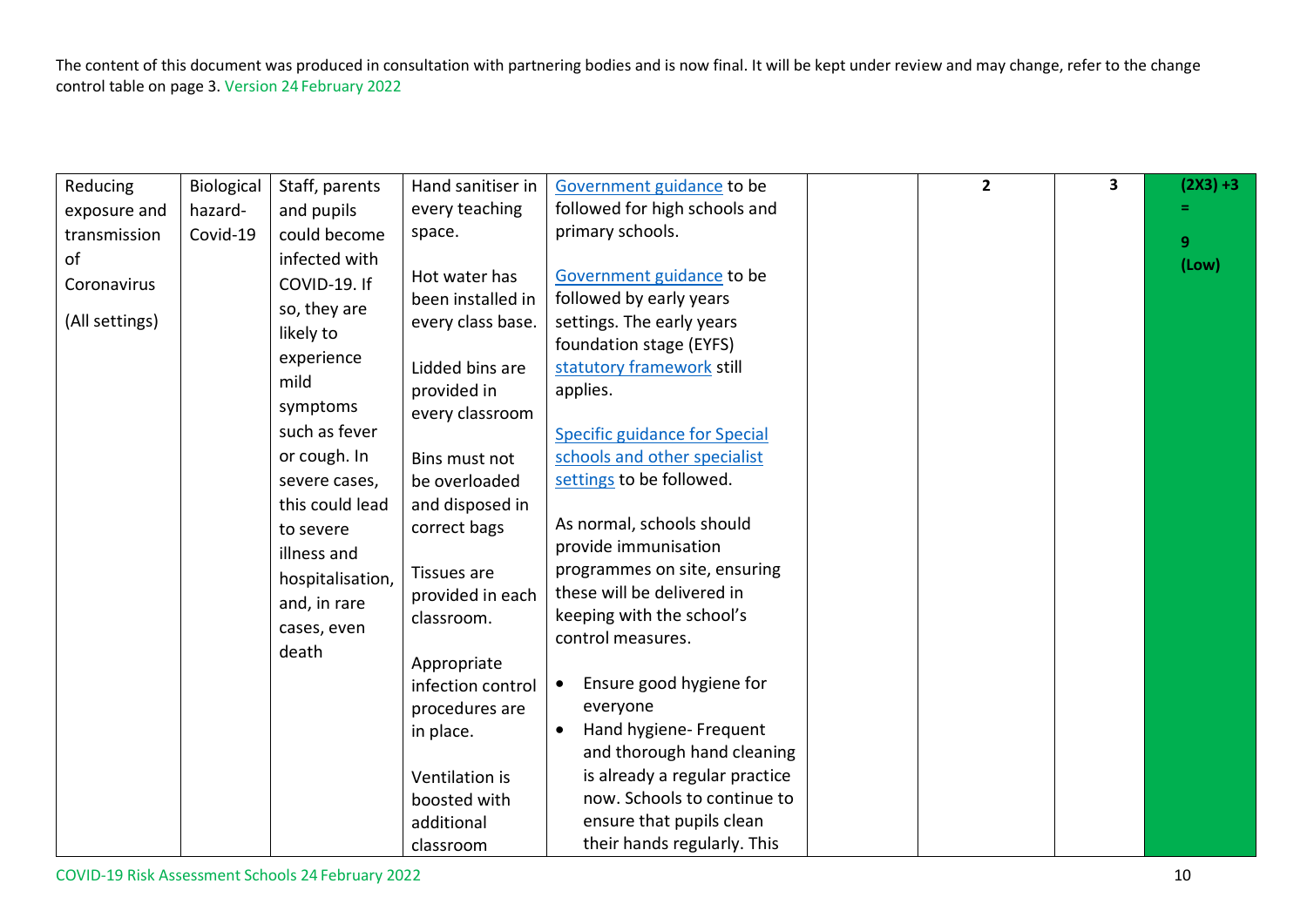The content of this document was produced in consultation with partnering bodies and is now final. It will be kept under review and may change, refer to the change control table on page 3. Version 24 February 2022

| | | | | | | | | |
|---|---|---|---|---|---|---|---|---|
| Reducing exposure and transmission of Coronavirus<br><br>(All settings) | Biological hazard- Covid-19 | Staff, parents and pupils could become infected with COVID-19. If so, they are likely to experience mild symptoms such as fever or cough. In severe cases, this could lead to severe illness and hospitalisation, and, in rare cases, even death | Hand sanitiser in every teaching space.<br><br>Hot water has been installed in every class base.<br><br>Lidded bins are provided in every classroom<br><br>Bins must not be overloaded and disposed in correct bags<br><br>Tissues are provided in each classroom.<br><br>Appropriate infection control procedures are in place.<br><br>Ventilation is boosted with additional classroom | Government guidance to be followed for high schools and primary schools.<br><br>Government guidance to be followed by early years settings. The early years foundation stage (EYFS) statutory framework still applies.<br><br>Specific guidance for Special schools and other specialist settings to be followed.<br><br>As normal, schools should provide immunisation programmes on site, ensuring these will be delivered in keeping with the school's control measures.<br><br>• Ensure good hygiene for everyone<br>• Hand hygiene- Frequent and thorough hand cleaning is already a regular practice now. Schools to continue to ensure that pupils clean their hands regularly. This | | 2 | 3 | (2X3) +3 = 9 (Low) |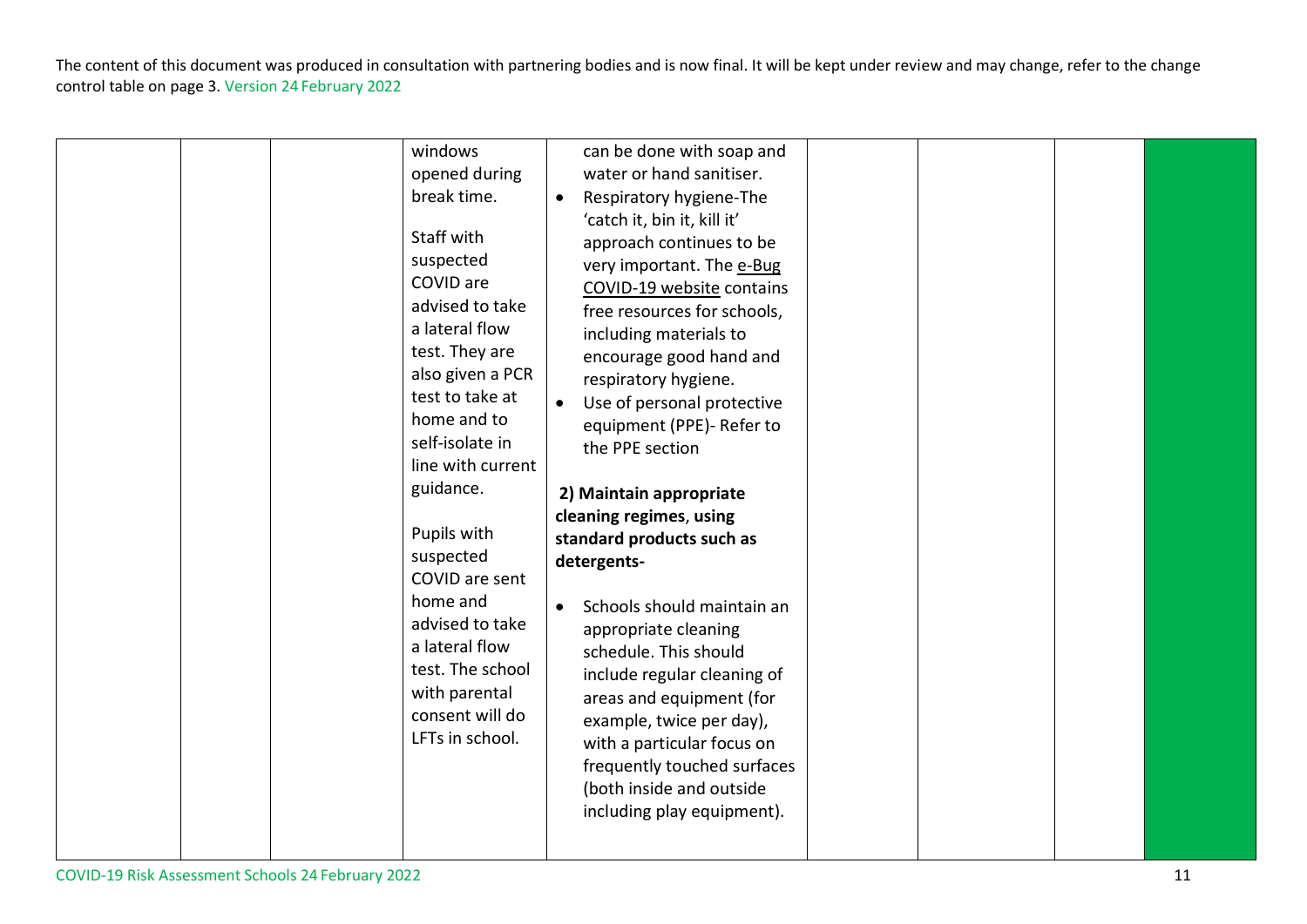The content of this document was produced in consultation with partnering bodies and is now final. It will be kept under review and may change, refer to the change control table on page 3. Version 24 February 2022

| | | | | | | | |
|---|---|---|---|---|---|---|---|
| | | | windows opened during break time.<br><br>Staff with suspected COVID are advised to take a lateral flow test. They are also given a PCR test to take at home and to self-isolate in line with current guidance.<br><br>Pupils with suspected COVID are sent home and advised to take a lateral flow test. The school with parental consent will do LFTs in school. | can be done with soap and water or hand sanitiser.<br>• Respiratory hygiene-The 'catch it, bin it, kill it' approach continues to be very important. The e-Bug COVID-19 website contains free resources for schools, including materials to encourage good hand and respiratory hygiene.<br>• Use of personal protective equipment (PPE)- Refer to the PPE section<br><br>**2) Maintain appropriate cleaning regimes, using standard products such as detergents-**<br><br>• Schools should maintain an appropriate cleaning schedule. This should include regular cleaning of areas and equipment (for example, twice per day), with a particular focus on frequently touched surfaces (both inside and outside including play equipment). | | | |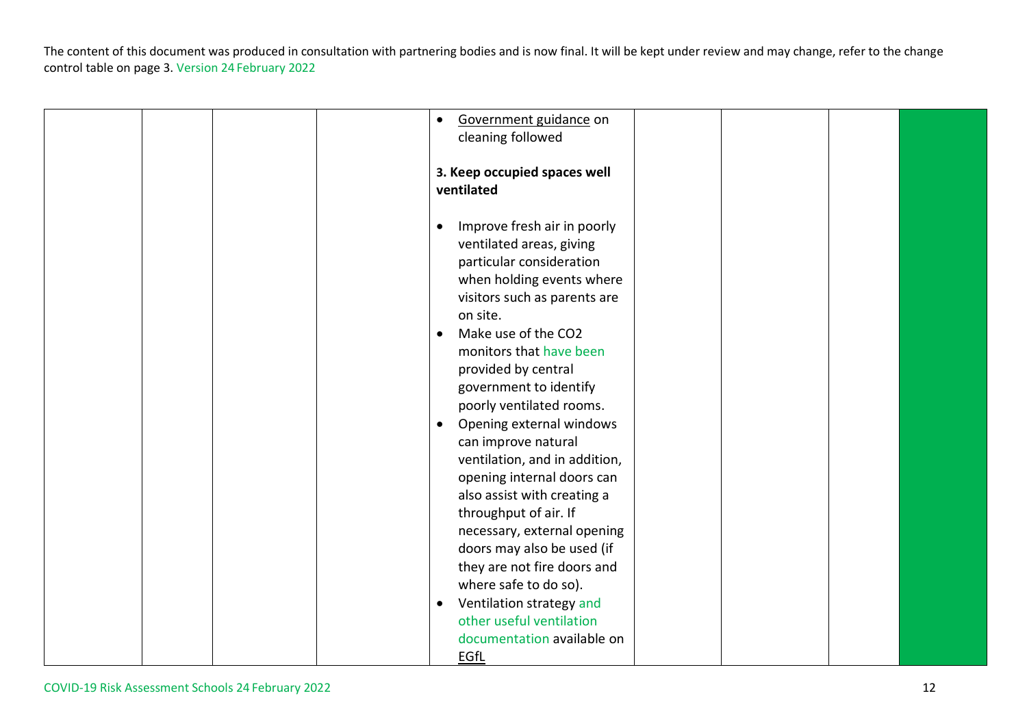The content of this document was produced in consultation with partnering bodies and is now final. It will be kept under review and may change, refer to the change control table on page 3. Version 24 February 2022

| | | | | | | | |
|---|---|---|---|---|---|---|---|
| | | | | • Government guidance on cleaning followed<br><br>**3. Keep occupied spaces well ventilated**<br><br>• Improve fresh air in poorly ventilated areas, giving particular consideration when holding events where visitors such as parents are on site.<br>• Make use of the $CO_2$ monitors that have been provided by central government to identify poorly ventilated rooms.<br>• Opening external windows can improve natural ventilation, and in addition, opening internal doors can also assist with creating a throughput of air. If necessary, external opening doors may also be used (if they are not fire doors and where safe to do so).<br>• Ventilation strategy and other useful ventilation documentation available on EGfL | | | | |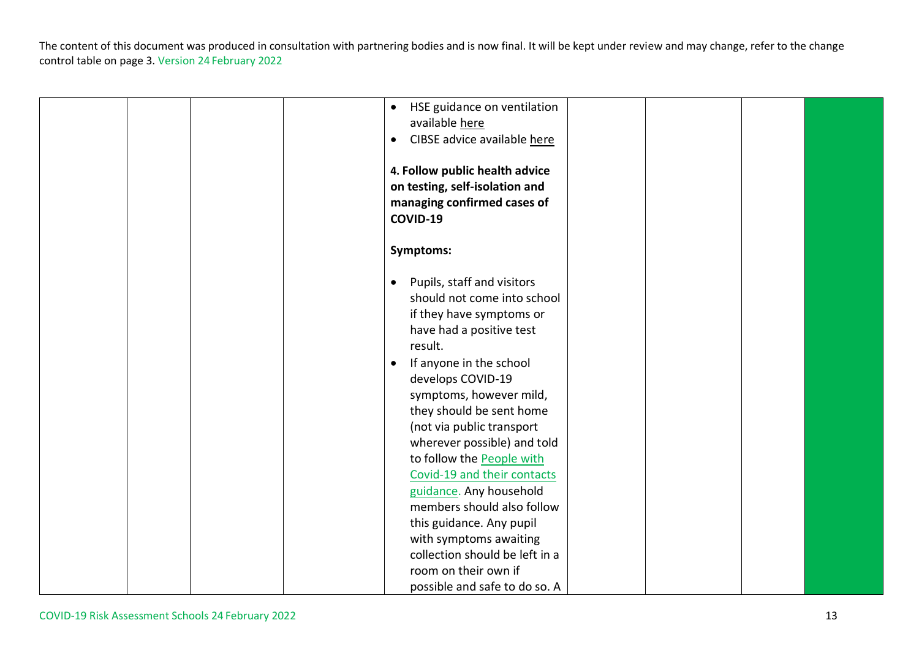The content of this document was produced in consultation with partnering bodies and is now final. It will be kept under review and may change, refer to the change control table on page 3. Version 24 February 2022

| | | | | | | | |
|---|---|---|---|---|---|---|---|
| | | | | • HSE guidance on ventilation available here<br>• CIBSE advice available here<br><br>**4. Follow public health advice on testing, self-isolation and managing confirmed cases of COVID-19**<br><br>**Symptoms:**<br><br>• Pupils, staff and visitors should not come into school if they have symptoms or have had a positive test result.<br>• If anyone in the school develops COVID-19 symptoms, however mild, they should be sent home (not via public transport wherever possible) and told to follow the People with Covid-19 and their contacts guidance. Any household members should also follow this guidance. Any pupil with symptoms awaiting collection should be left in a room on their own if possible and safe to do so. A | | | |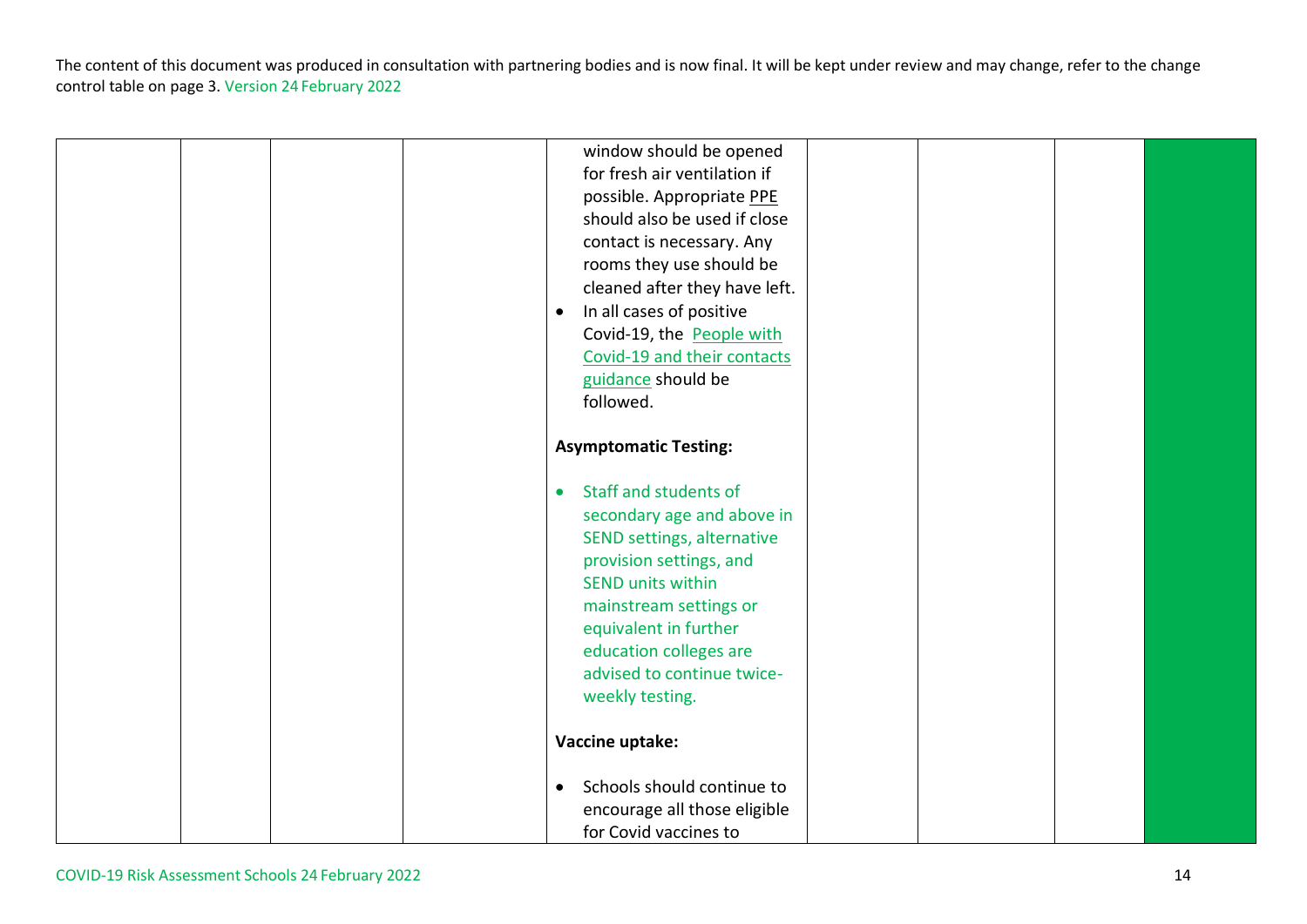The content of this document was produced in consultation with partnering bodies and is now final. It will be kept under review and may change, refer to the change control table on page 3. Version 24 February 2022

| | | | | | | | |
|---|---|---|---|---|---|---|---|
| | | | window should be opened for fresh air ventilation if possible. Appropriate PPE should also be used if close contact is necessary. Any rooms they use should be cleaned after they have left.<br>• In all cases of positive Covid-19, the People with Covid-19 and their contacts guidance should be followed.<br><br>**Asymptomatic Testing:**<br><br>• Staff and students of secondary age and above in SEND settings, alternative provision settings, and SEND units within mainstream settings or equivalent in further education colleges are advised to continue twice-weekly testing.<br><br>**Vaccine uptake:**<br><br>• Schools should continue to encourage all those eligible for Covid vaccines to | | | | |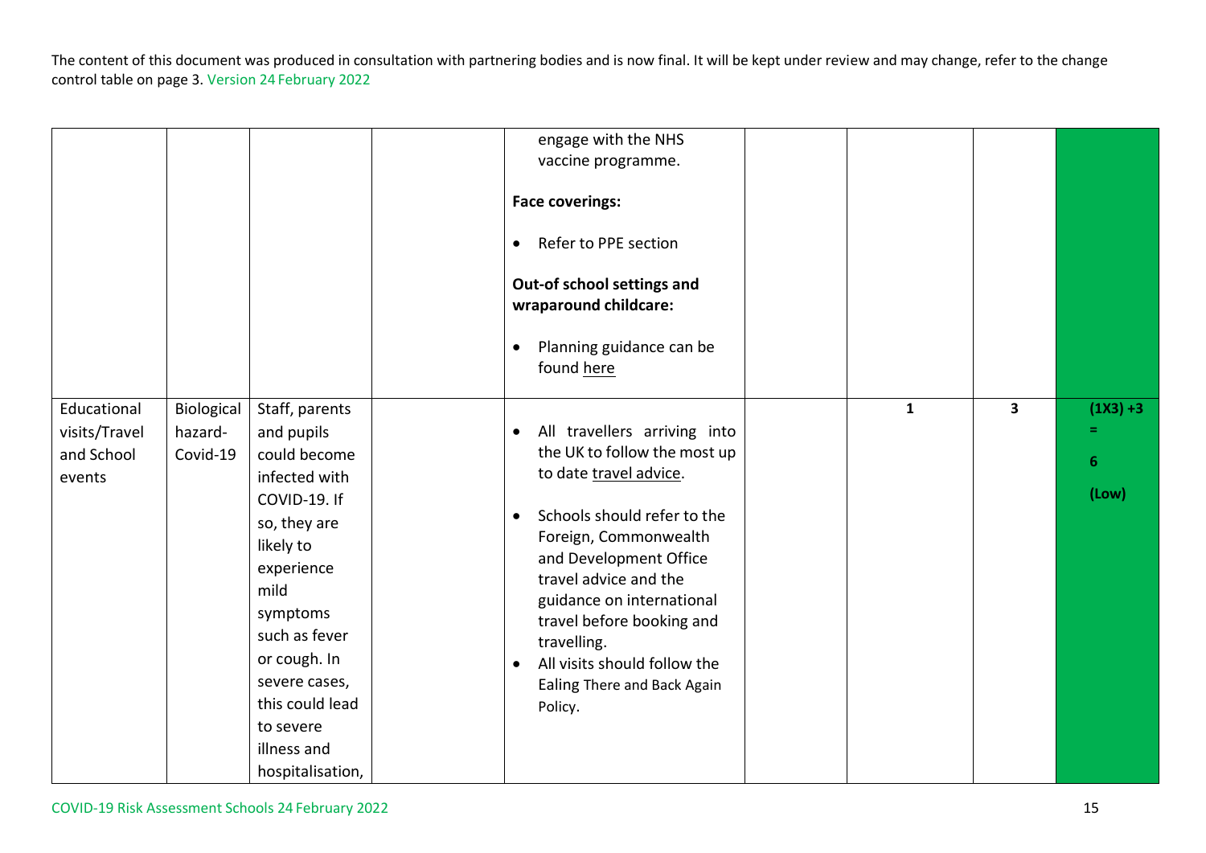The content of this document was produced in consultation with partnering bodies and is now final. It will be kept under review and may change, refer to the change control table on page 3. Version 24 February 2022

| | | | | | | | | |
|---|---|---|---|---|---|---|---|---|
| | | | | engage with the NHS vaccine programme.<br><br>**Face coverings:**<br><br>• Refer to PPE section<br><br>**Out-of school settings and wraparound childcare:**<br><br>• Planning guidance can be found here | | | | |
| Educational visits/Travel and School events | Biological hazard-Covid-19 | Staff, parents and pupils could become infected with COVID-19. If so, they are likely to experience mild symptoms such as fever or cough. In severe cases, this could lead to severe illness and hospitalisation, | | • All travellers arriving into the UK to follow the most up to date travel advice.<br><br>• Schools should refer to the Foreign, Commonwealth and Development Office travel advice and the guidance on international travel before booking and travelling.<br>• All visits should follow the Ealing There and Back Again Policy. | | **1** | **3** | **(1X3) +3 = 6 (Low)** |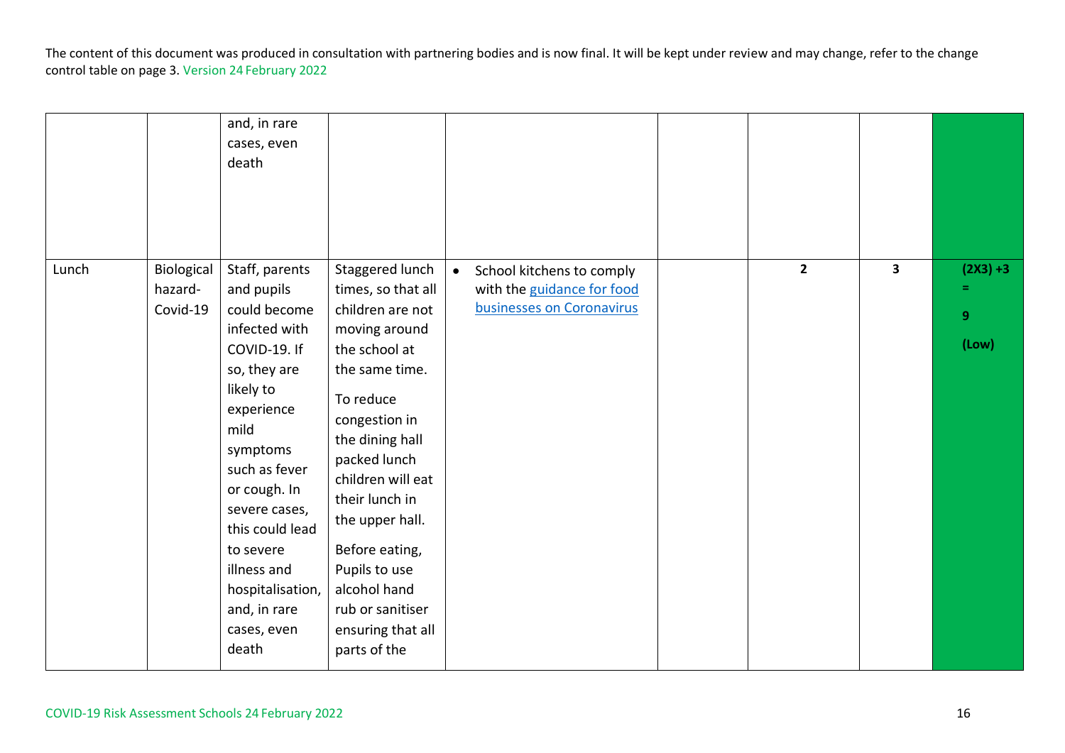The content of this document was produced in consultation with partnering bodies and is now final. It will be kept under review and may change, refer to the change control table on page 3. Version 24 February 2022

| | | | | | | | | |
|---|---|---|---|---|---|---|---|---|
| | | and, in rare cases, even death | | | | | | |
| Lunch | Biological hazard- Covid-19 | Staff, parents and pupils could become infected with COVID-19. If so, they are likely to experience mild symptoms such as fever or cough. In severe cases, this could lead to severe illness and hospitalisation, and, in rare cases, even death | Staggered lunch times, so that all children are not moving around the school at the same time.<br><br>To reduce congestion in the dining hall packed lunch children will eat their lunch in the upper hall.<br><br>Before eating, Pupils to use alcohol hand rub or sanitiser ensuring that all parts of the | • School kitchens to comply with the [guidance for food businesses on Coronavirus]() | | **2** | **3** | **(2X3) +3 = 9 (Low)** |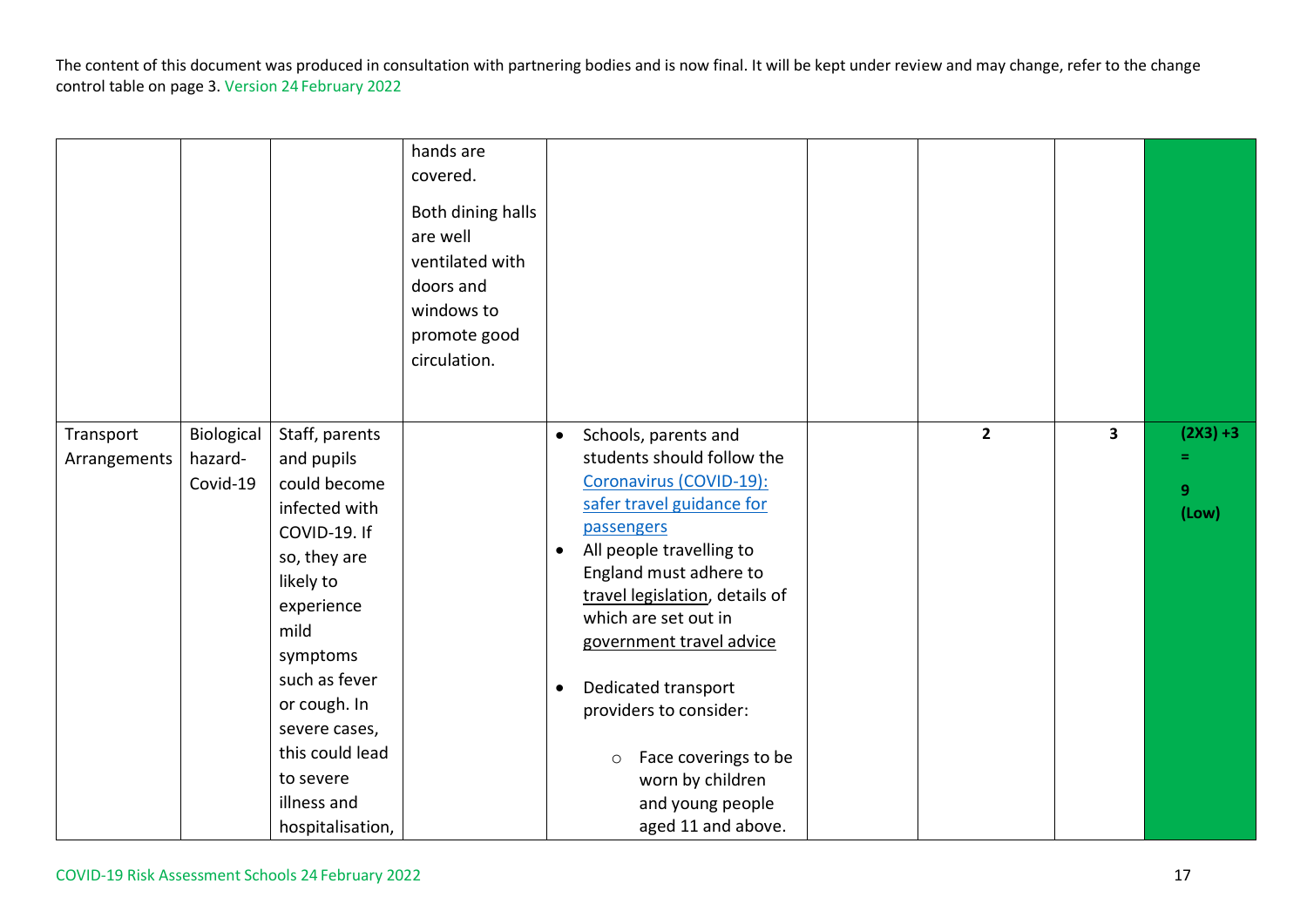The content of this document was produced in consultation with partnering bodies and is now final. It will be kept under review and may change, refer to the change control table on page 3. Version 24 February 2022

| | | | | | | | | |
|---|---|---|---|---|---|---|---|---|
| | | | hands are covered.<br><br>Both dining halls are well ventilated with doors and windows to promote good circulation. | | | | | |
| Transport Arrangements | Biological hazard-Covid-19 | Staff, parents and pupils could become infected with COVID-19. If so, they are likely to experience mild symptoms such as fever or cough. In severe cases, this could lead to severe illness and hospitalisation, | | • Schools, parents and students should follow the Coronavirus (COVID-19): safer travel guidance for passengers<br>• All people travelling to England must adhere to travel legislation, details of which are set out in government travel advice<br><br>• Dedicated transport providers to consider:<br><br>○ Face coverings to be worn by children and young people aged 11 and above. | | **2** | **3** | **(2X3) +3 = 9 (Low)** |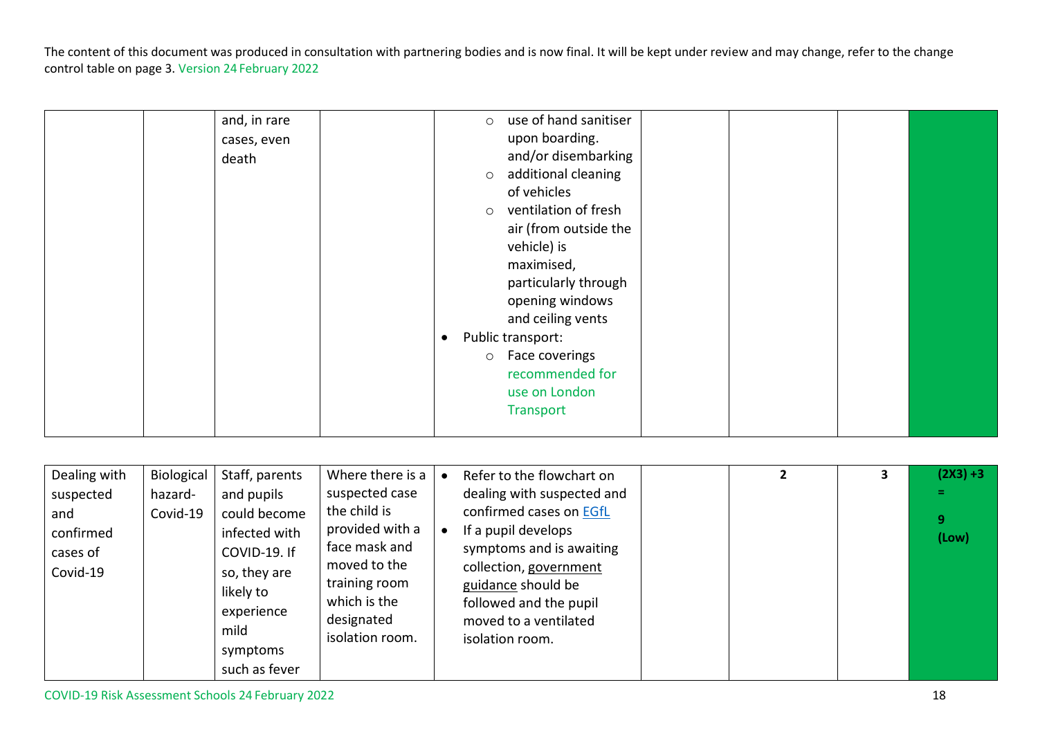The content of this document was produced in consultation with partnering bodies and is now final. It will be kept under review and may change, refer to the change control table on page 3. Version 24 February 2022

| | | | | | | | | |
|---|---|---|---|---|---|---|---|---|
| | | and, in rare cases, even death | | ○ use of hand sanitiser upon boarding. and/or disembarking<br>○ additional cleaning of vehicles<br>○ ventilation of fresh air (from outside the vehicle) is maximised, particularly through opening windows and ceiling vents<br>• Public transport:<br>○ Face coverings recommended for use on London Transport | | | | |

| | | | | | | | | |
|---|---|---|---|---|---|---|---|---|
| Dealing with suspected and confirmed cases of Covid-19 | Biological hazard- Covid-19 | Staff, parents and pupils could become infected with COVID-19. If so, they are likely to experience mild symptoms such as fever | Where there is a suspected case the child is provided with a face mask and moved to the training room which is the designated isolation room. | • Refer to the flowchart on dealing with suspected and confirmed cases on EGfL<br>• If a pupil develops symptoms and is awaiting collection, government guidance should be followed and the pupil moved to a ventilated isolation room. | | 2 | 3 | **(2X3) +3 = 9 (Low)** |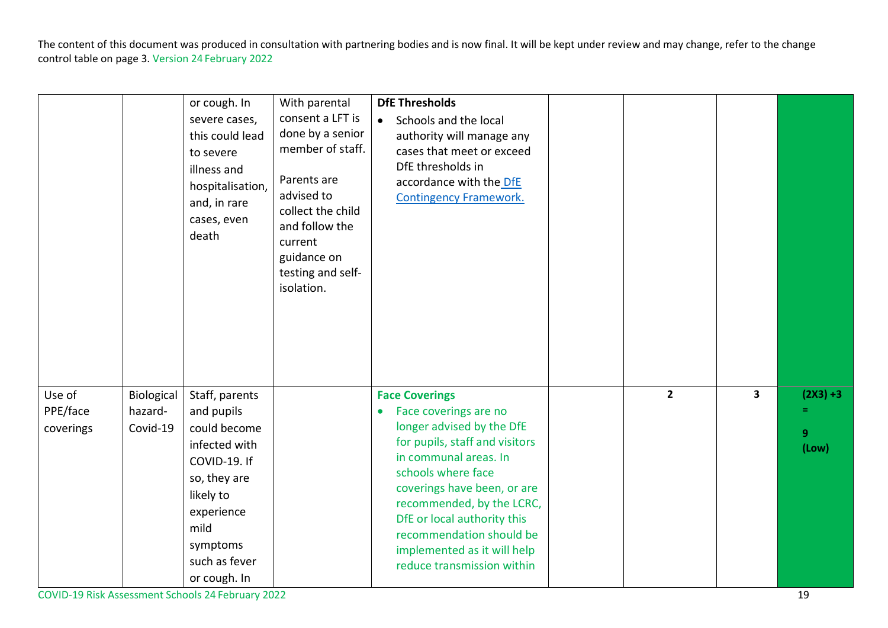The content of this document was produced in consultation with partnering bodies and is now final. It will be kept under review and may change, refer to the change control table on page 3. Version 24 February 2022

| | | | | | | | | |
|---|---|---|---|---|---|---|---|---|
| | | or cough. In severe cases, this could lead to severe illness and hospitalisation, and, in rare cases, even death | With parental consent a LFT is done by a senior member of staff.<br><br>Parents are advised to collect the child and follow the current guidance on testing and self-isolation. | **DfE Thresholds**<br>• Schools and the local authority will manage any cases that meet or exceed DfE thresholds in accordance with the [DfE Contingency Framework.](#) | | | | |
| Use of PPE/face coverings | Biological hazard-Covid-19 | Staff, parents and pupils could become infected with COVID-19. If so, they are likely to experience mild symptoms such as fever or cough. In | | **Face Coverings**<br>• Face coverings are no longer advised by the DfE for pupils, staff and visitors in communal areas. In schools where face coverings have been, or are recommended, by the LCRC, DfE or local authority this recommendation should be implemented as it will help reduce transmission within | | **2** | **3** | **(2X3) +3 = 9 (Low)** |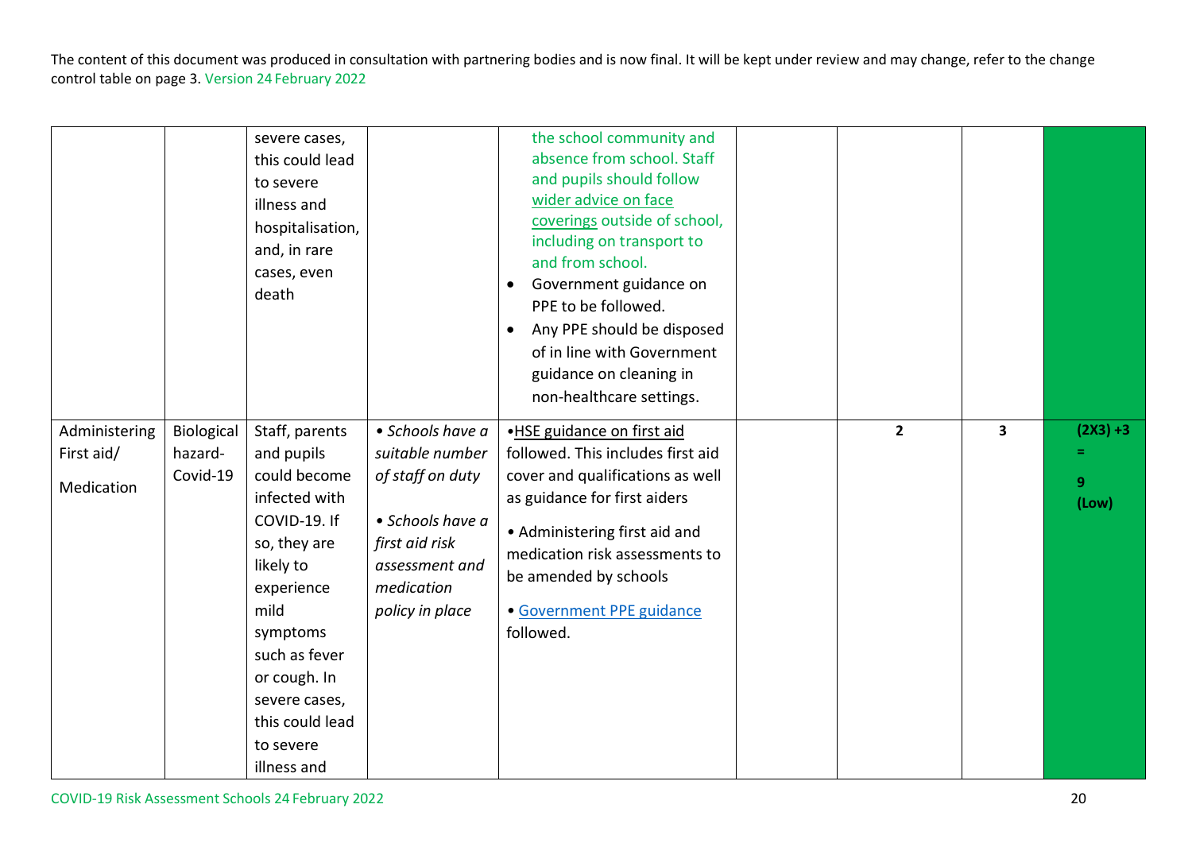The content of this document was produced in consultation with partnering bodies and is now final. It will be kept under review and may change, refer to the change control table on page 3. Version 24 February 2022

| | | | | | | | | |
|---|---|---|---|---|---|---|---|---|
| | | severe cases, this could lead to severe illness and hospitalisation, and, in rare cases, even death | | the school community and absence from school. Staff and pupils should follow wider advice on face coverings outside of school, including on transport to and from school.<br>• Government guidance on PPE to be followed.<br>• Any PPE should be disposed of in line with Government guidance on cleaning in non-healthcare settings. | | | | |
| Administering First aid/ Medication | Biological hazard-Covid-19 | Staff, parents and pupils could become infected with COVID-19. If so, they are likely to experience mild symptoms such as fever or cough. In severe cases, this could lead to severe illness and | • *Schools have a suitable number of staff on duty*<br>• *Schools have a first aid risk assessment and medication policy in place* | •HSE guidance on first aid followed. This includes first aid cover and qualifications as well as guidance for first aiders<br>• Administering first aid and medication risk assessments to be amended by schools<br>• Government PPE guidance followed. | | **2** | **3** | **(2X3) +3 = 9 (Low)** |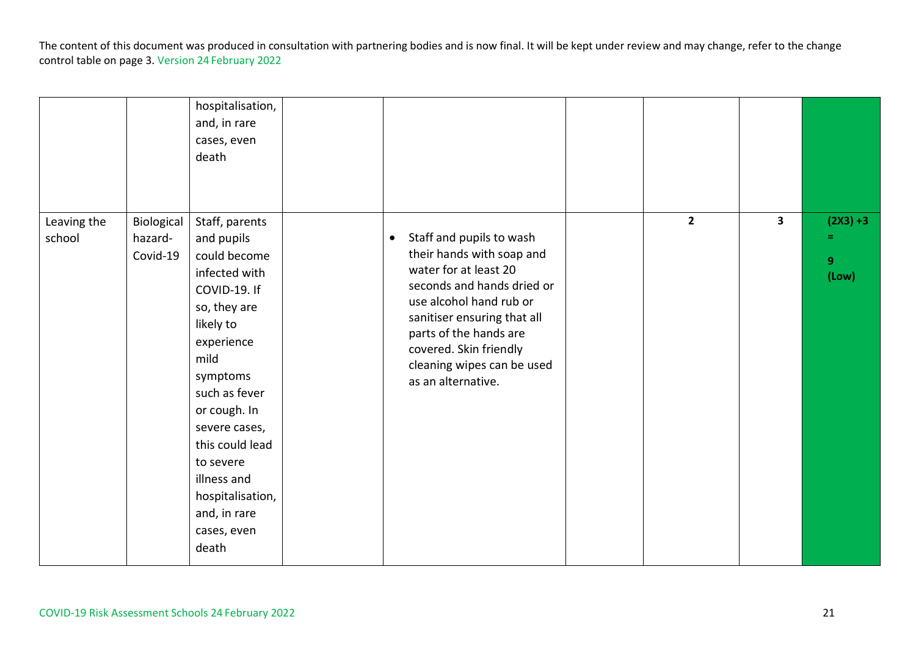The content of this document was produced in consultation with partnering bodies and is now final. It will be kept under review and may change, refer to the change control table on page 3. Version 24 February 2022

| | | | | | | | | |
|---|---|---|---|---|---|---|---|---|
| | | hospitalisation, and, in rare cases, even death | | | | | | |
| Leaving the school | Biological hazard-Covid-19 | Staff, parents and pupils could become infected with COVID-19. If so, they are likely to experience mild symptoms such as fever or cough. In severe cases, this could lead to severe illness and hospitalisation, and, in rare cases, even death | | • Staff and pupils to wash their hands with soap and water for at least 20 seconds and hands dried or use alcohol hand rub or sanitiser ensuring that all parts of the hands are covered. Skin friendly cleaning wipes can be used as an alternative. | | **2** | **3** | **(2X3) +3 = 9 (Low)** |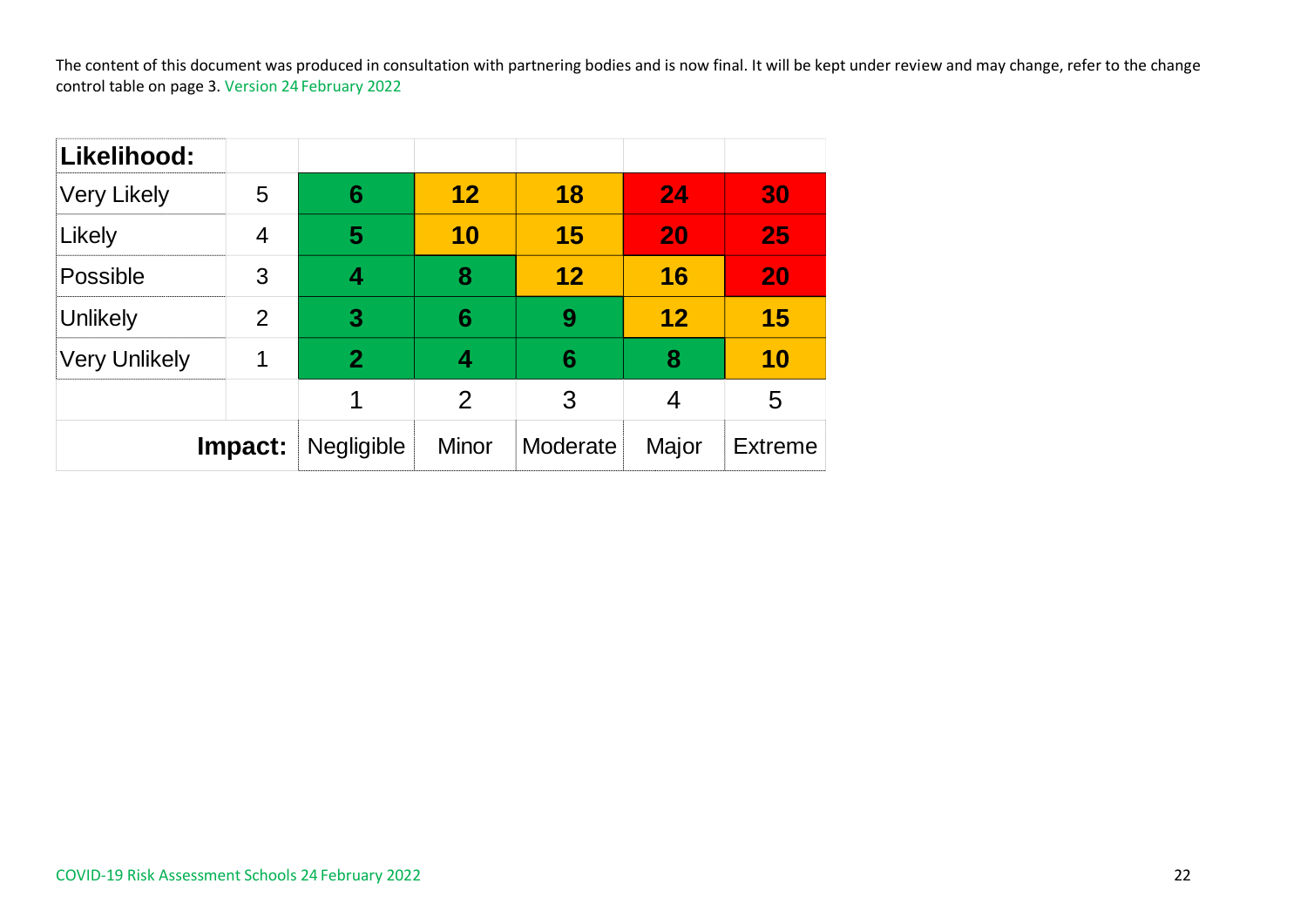The content of this document was produced in consultation with partnering bodies and is now final. It will be kept under review and may change, refer to the change control table on page 3. Version 24 February 2022

| **Likelihood:** | | | | | | |
|---|---|---|---|---|---|---|
| Very Likely | 5 | **6** | **12** | **18** | **24** | **30** |
| Likely | 4 | **5** | **10** | **15** | **20** | **25** |
| Possible | 3 | **4** | **8** | **12** | **16** | **20** |
| Unlikely | 2 | **3** | **6** | **9** | **12** | **15** |
| Very Unlikely | 1 | **2** | **4** | **6** | **8** | **10** |
| | | 1 | 2 | 3 | 4 | 5 |
| | **Impact:** | Negligible | Minor | Moderate | Major | Extreme |